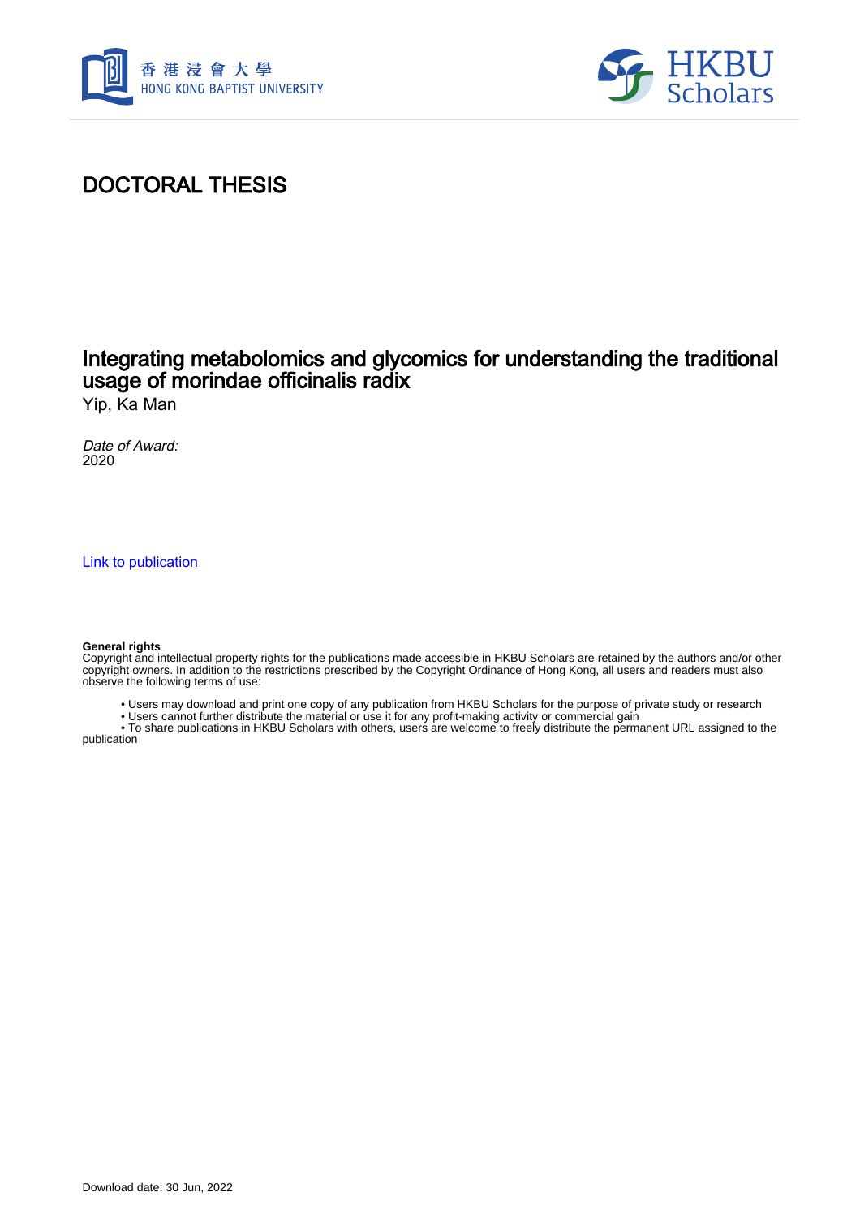# DOCTORAL THESIS

## Integrating metabolomics and glycomics for understanding the traditional usage of morindae officinalis radix

Yip, Ka Man

*Date of Award:*
2020

Link to publication

**General rights**
Copyright and intellectual property rights for the publications made accessible in HKBU Scholars are retained by the authors and/or other copyright owners. In addition to the restrictions prescribed by the Copyright Ordinance of Hong Kong, all users and readers must also observe the following terms of use:

- Users may download and print one copy of any publication from HKBU Scholars for the purpose of private study or research
- Users cannot further distribute the material or use it for any profit-making activity or commercial gain
- To share publications in HKBU Scholars with others, users are welcome to freely distribute the permanent URL assigned to the publication

Download date: 30 Jun, 2022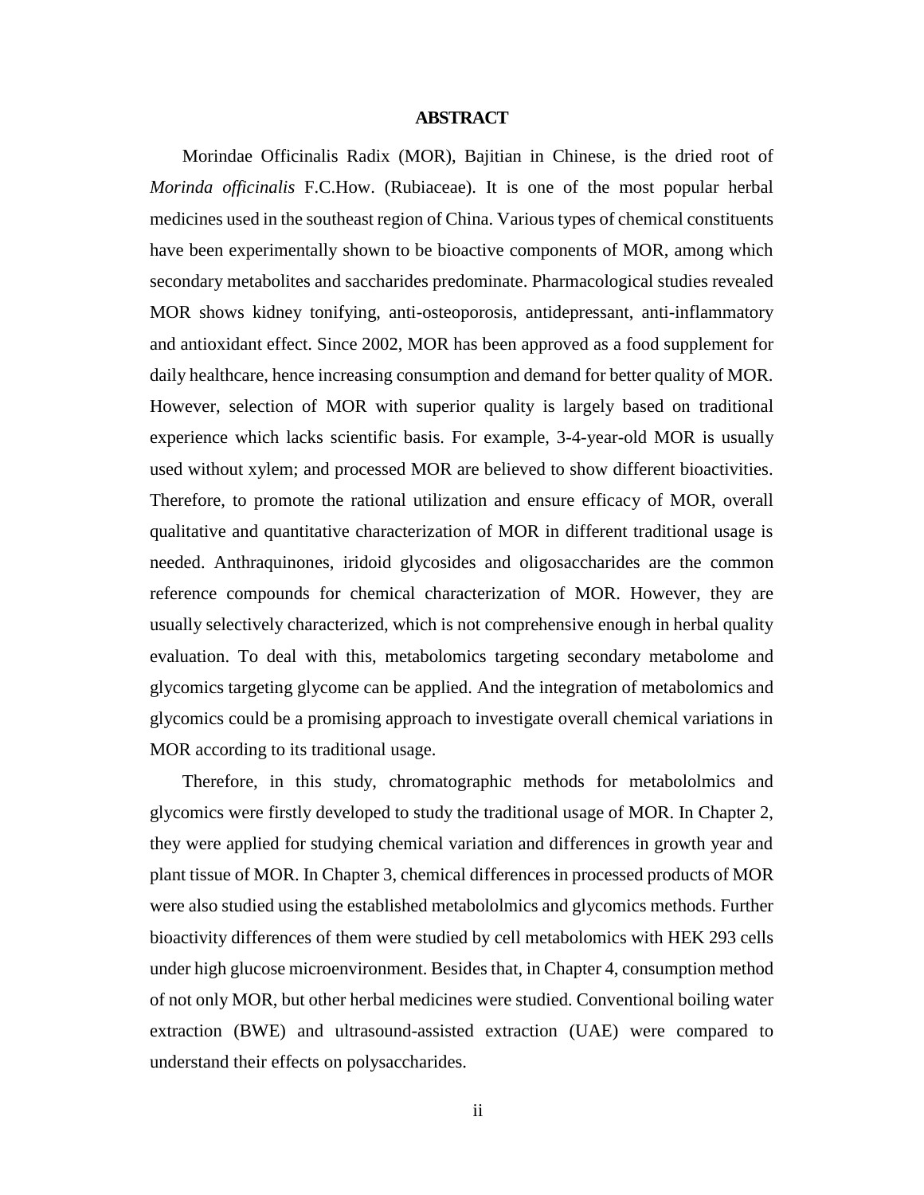# ABSTRACT

Morindae Officinalis Radix (MOR), Bajitian in Chinese, is the dried root of *Morinda officinalis* F.C.How. (Rubiaceae). It is one of the most popular herbal medicines used in the southeast region of China. Various types of chemical constituents have been experimentally shown to be bioactive components of MOR, among which secondary metabolites and saccharides predominate. Pharmacological studies revealed MOR shows kidney tonifying, anti-osteoporosis, antidepressant, anti-inflammatory and antioxidant effect. Since 2002, MOR has been approved as a food supplement for daily healthcare, hence increasing consumption and demand for better quality of MOR. However, selection of MOR with superior quality is largely based on traditional experience which lacks scientific basis. For example, 3-4-year-old MOR is usually used without xylem; and processed MOR are believed to show different bioactivities. Therefore, to promote the rational utilization and ensure efficacy of MOR, overall qualitative and quantitative characterization of MOR in different traditional usage is needed. Anthraquinones, iridoid glycosides and oligosaccharides are the common reference compounds for chemical characterization of MOR. However, they are usually selectively characterized, which is not comprehensive enough in herbal quality evaluation. To deal with this, metabolomics targeting secondary metabolome and glycomics targeting glycome can be applied. And the integration of metabolomics and glycomics could be a promising approach to investigate overall chemical variations in MOR according to its traditional usage.

Therefore, in this study, chromatographic methods for metabololmics and glycomics were firstly developed to study the traditional usage of MOR. In Chapter 2, they were applied for studying chemical variation and differences in growth year and plant tissue of MOR. In Chapter 3, chemical differences in processed products of MOR were also studied using the established metabololmics and glycomics methods. Further bioactivity differences of them were studied by cell metabolomics with HEK 293 cells under high glucose microenvironment. Besides that, in Chapter 4, consumption method of not only MOR, but other herbal medicines were studied. Conventional boiling water extraction (BWE) and ultrasound-assisted extraction (UAE) were compared to understand their effects on polysaccharides.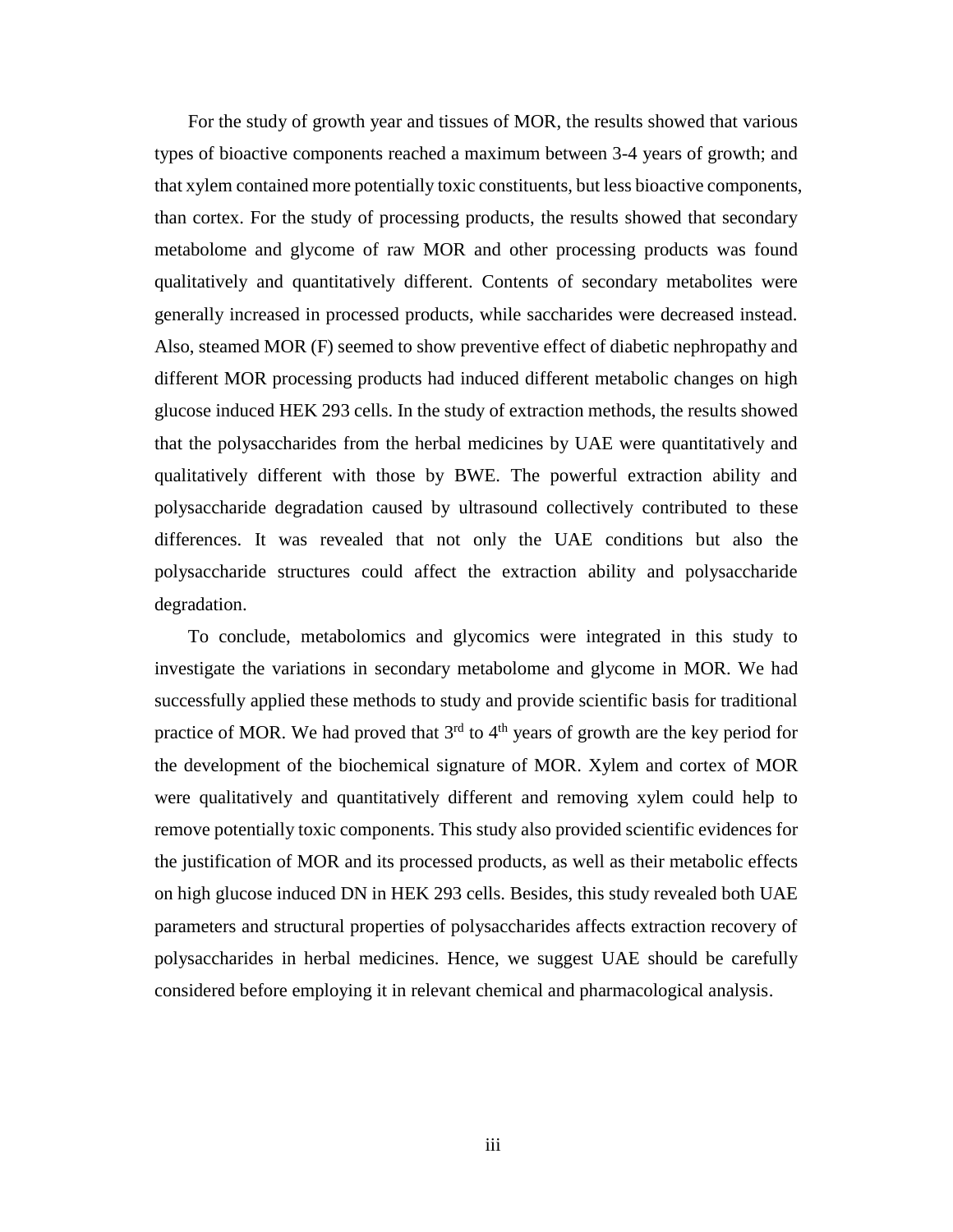For the study of growth year and tissues of MOR, the results showed that various types of bioactive components reached a maximum between 3-4 years of growth; and that xylem contained more potentially toxic constituents, but less bioactive components, than cortex. For the study of processing products, the results showed that secondary metabolome and glycome of raw MOR and other processing products was found qualitatively and quantitatively different. Contents of secondary metabolites were generally increased in processed products, while saccharides were decreased instead. Also, steamed MOR (F) seemed to show preventive effect of diabetic nephropathy and different MOR processing products had induced different metabolic changes on high glucose induced HEK 293 cells. In the study of extraction methods, the results showed that the polysaccharides from the herbal medicines by UAE were quantitatively and qualitatively different with those by BWE. The powerful extraction ability and polysaccharide degradation caused by ultrasound collectively contributed to these differences. It was revealed that not only the UAE conditions but also the polysaccharide structures could affect the extraction ability and polysaccharide degradation.

To conclude, metabolomics and glycomics were integrated in this study to investigate the variations in secondary metabolome and glycome in MOR. We had successfully applied these methods to study and provide scientific basis for traditional practice of MOR. We had proved that 3$^{rd}$ to 4$^{th}$ years of growth are the key period for the development of the biochemical signature of MOR. Xylem and cortex of MOR were qualitatively and quantitatively different and removing xylem could help to remove potentially toxic components. This study also provided scientific evidences for the justification of MOR and its processed products, as well as their metabolic effects on high glucose induced DN in HEK 293 cells. Besides, this study revealed both UAE parameters and structural properties of polysaccharides affects extraction recovery of polysaccharides in herbal medicines. Hence, we suggest UAE should be carefully considered before employing it in relevant chemical and pharmacological analysis.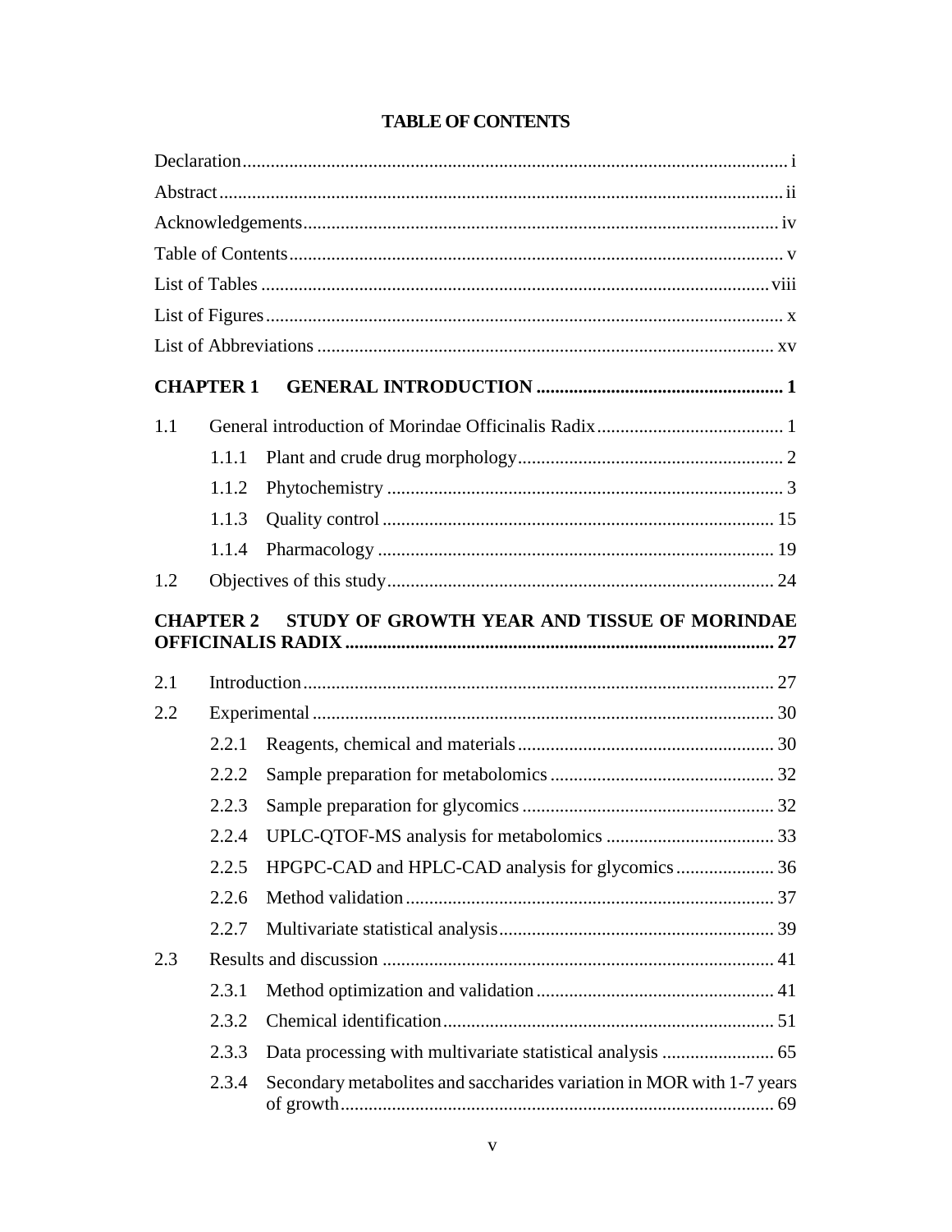# TABLE OF CONTENTS

Declaration .................................................................................................................. i

Abstract ....................................................................................................................... ii

Acknowledgements .................................................................................................... iv

Table of Contents ......................................................................................................... v

List of Tables ............................................................................................................ viii

List of Figures .............................................................................................................. x

List of Abbreviations ................................................................................................. xv

**CHAPTER 1 GENERAL INTRODUCTION ..................................................... 1**

1.1 General introduction of Morindae Officinalis Radix ........................................ 1

- 1.1.1 Plant and crude drug morphology ......................................................... 2
- 1.1.2 Phytochemistry .................................................................................... 3
- 1.1.3 Quality control ................................................................................... 15
- 1.1.4 Pharmacology .................................................................................... 19

1.2 Objectives of this study .................................................................................. 24

**CHAPTER 2 STUDY OF GROWTH YEAR AND TISSUE OF MORINDAE OFFICINALIS RADIX ........................................................................................... 27**

2.1 Introduction .................................................................................................... 27

2.2 Experimental .................................................................................................. 30

- 2.2.1 Reagents, chemical and materials ....................................................... 30
- 2.2.2 Sample preparation for metabolomics ................................................ 32
- 2.2.3 Sample preparation for glycomics ...................................................... 32
- 2.2.4 UPLC-QTOF-MS analysis for metabolomics .................................... 33
- 2.2.5 HPGPC-CAD and HPLC-CAD analysis for glycomics ..................... 36
- 2.2.6 Method validation .............................................................................. 37
- 2.2.7 Multivariate statistical analysis ........................................................... 39

2.3 Results and discussion ................................................................................... 41

- 2.3.1 Method optimization and validation .................................................. 41
- 2.3.2 Chemical identification ...................................................................... 51
- 2.3.3 Data processing with multivariate statistical analysis ........................ 65
- 2.3.4 Secondary metabolites and saccharides variation in MOR with 1-7 years of growth ............................................................................................ 69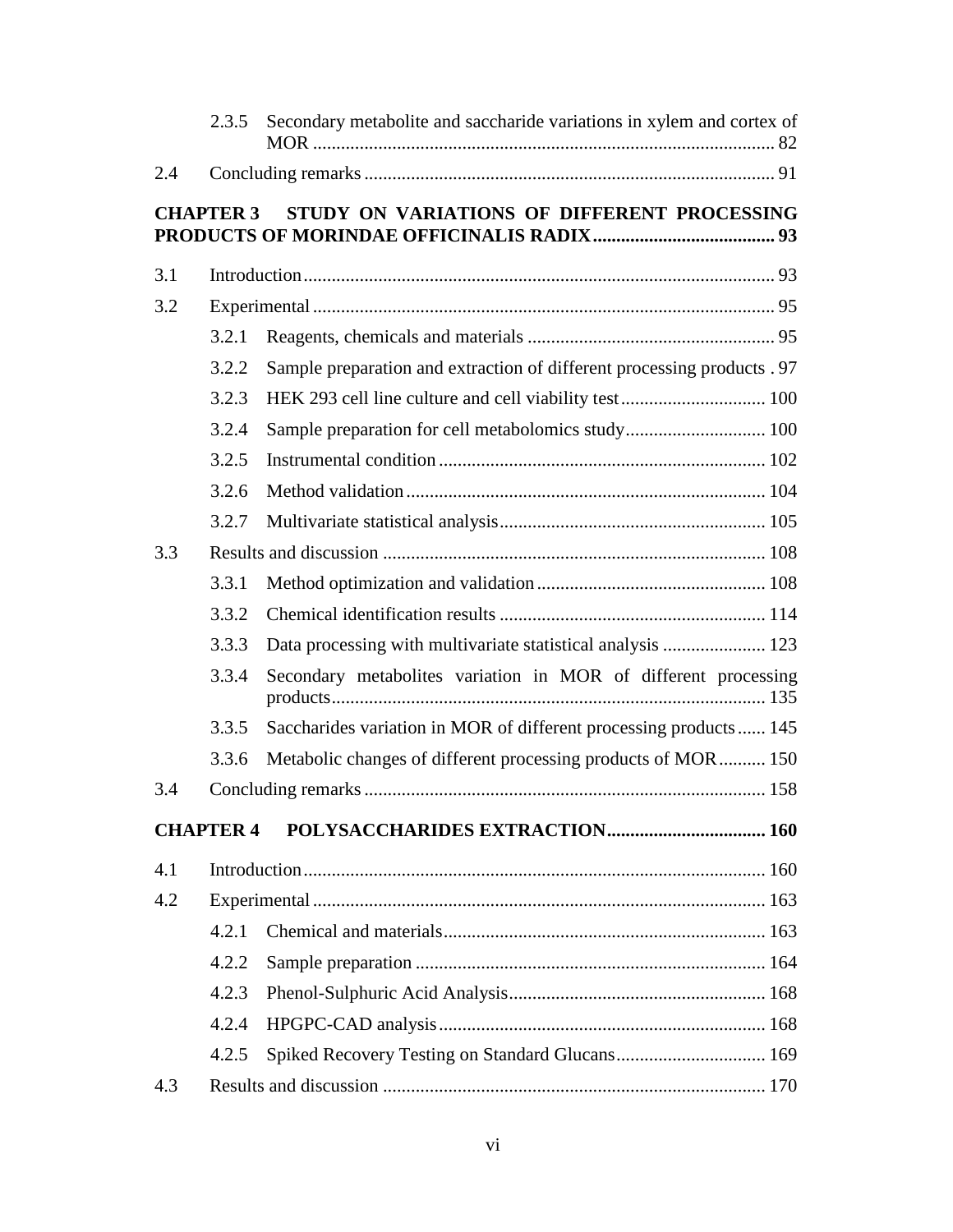2.3.5 Secondary metabolite and saccharide variations in xylem and cortex of MOR .................................................................................................. 82

2.4 Concluding remarks ....................................................................................... 91

**CHAPTER 3 STUDY ON VARIATIONS OF DIFFERENT PROCESSING PRODUCTS OF MORINDAE OFFICINALIS RADIX ....................................... 93**

3.1 Introduction .................................................................................................... 93

3.2 Experimental .................................................................................................. 95

3.2.1 Reagents, chemicals and materials ..................................................... 95

3.2.2 Sample preparation and extraction of different processing products . 97

3.2.3 HEK 293 cell line culture and cell viability test ............................... 100

3.2.4 Sample preparation for cell metabolomics study .............................. 100

3.2.5 Instrumental condition ...................................................................... 102

3.2.6 Method validation ............................................................................. 104

3.2.7 Multivariate statistical analysis ......................................................... 105

3.3 Results and discussion ................................................................................. 108

3.3.1 Method optimization and validation ................................................. 108

3.3.2 Chemical identification results ......................................................... 114

3.3.3 Data processing with multivariate statistical analysis ...................... 123

3.3.4 Secondary metabolites variation in MOR of different processing products ............................................................................................ 135

3.3.5 Saccharides variation in MOR of different processing products ...... 145

3.3.6 Metabolic changes of different processing products of MOR .......... 150

3.4 Concluding remarks ..................................................................................... 158

**CHAPTER 4 POLYSACCHARIDES EXTRACTION ................................. 160**

4.1 Introduction .................................................................................................. 160

4.2 Experimental ................................................................................................ 163

4.2.1 Chemical and materials ..................................................................... 163

4.2.2 Sample preparation ........................................................................... 164

4.2.3 Phenol-Sulphuric Acid Analysis ....................................................... 168

4.2.4 HPGPC-CAD analysis ...................................................................... 168

4.2.5 Spiked Recovery Testing on Standard Glucans ................................ 169

4.3 Results and discussion ................................................................................. 170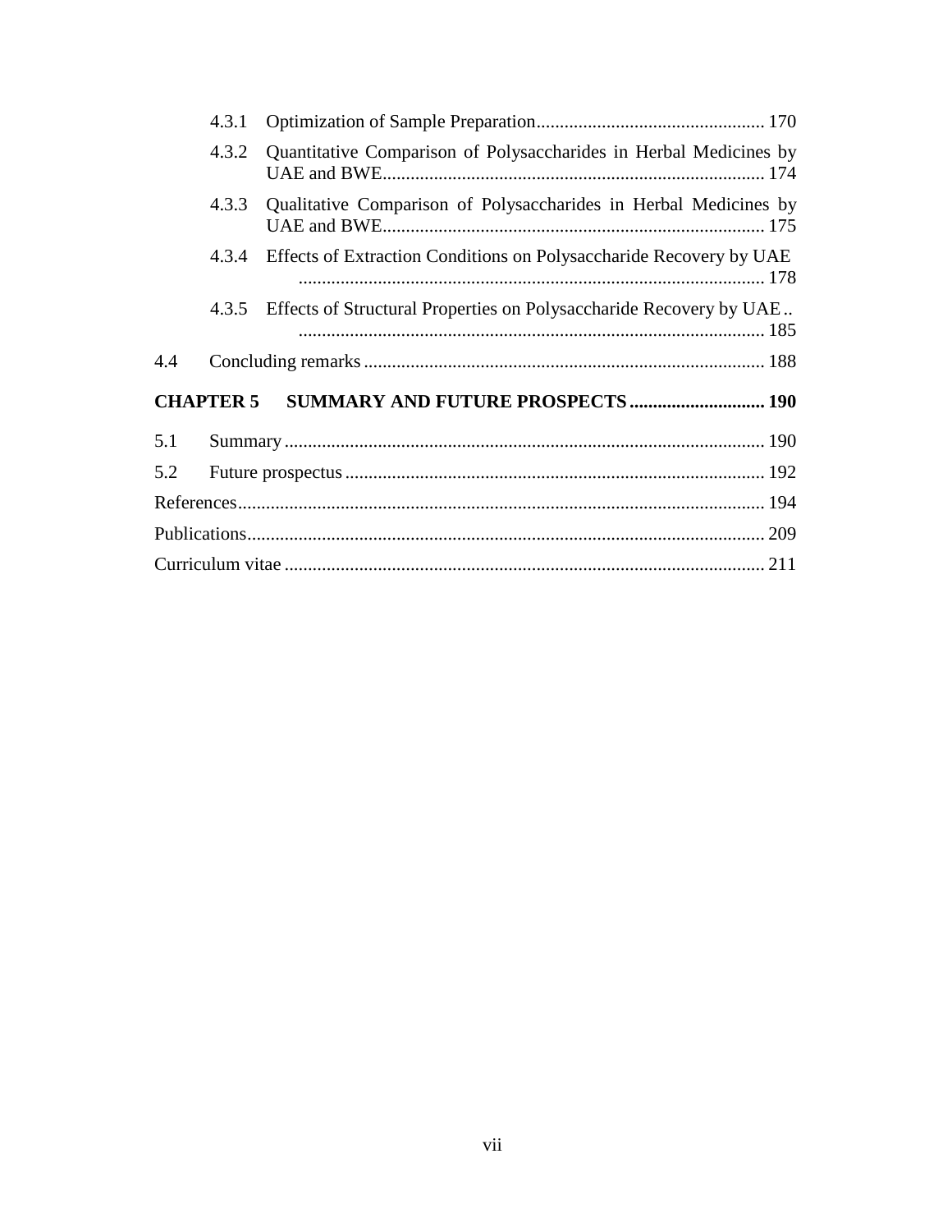4.3.1 Optimization of Sample Preparation ... 170

4.3.2 Quantitative Comparison of Polysaccharides in Herbal Medicines by UAE and BWE ... 174

4.3.3 Qualitative Comparison of Polysaccharides in Herbal Medicines by UAE and BWE ... 175

4.3.4 Effects of Extraction Conditions on Polysaccharide Recovery by UAE ... 178

4.3.5 Effects of Structural Properties on Polysaccharide Recovery by UAE ... 185

4.4 Concluding remarks ... 188

**CHAPTER 5 SUMMARY AND FUTURE PROSPECTS ... 190**

5.1 Summary ... 190

5.2 Future prospectus ... 192

References ... 194

Publications ... 209

Curriculum vitae ... 211